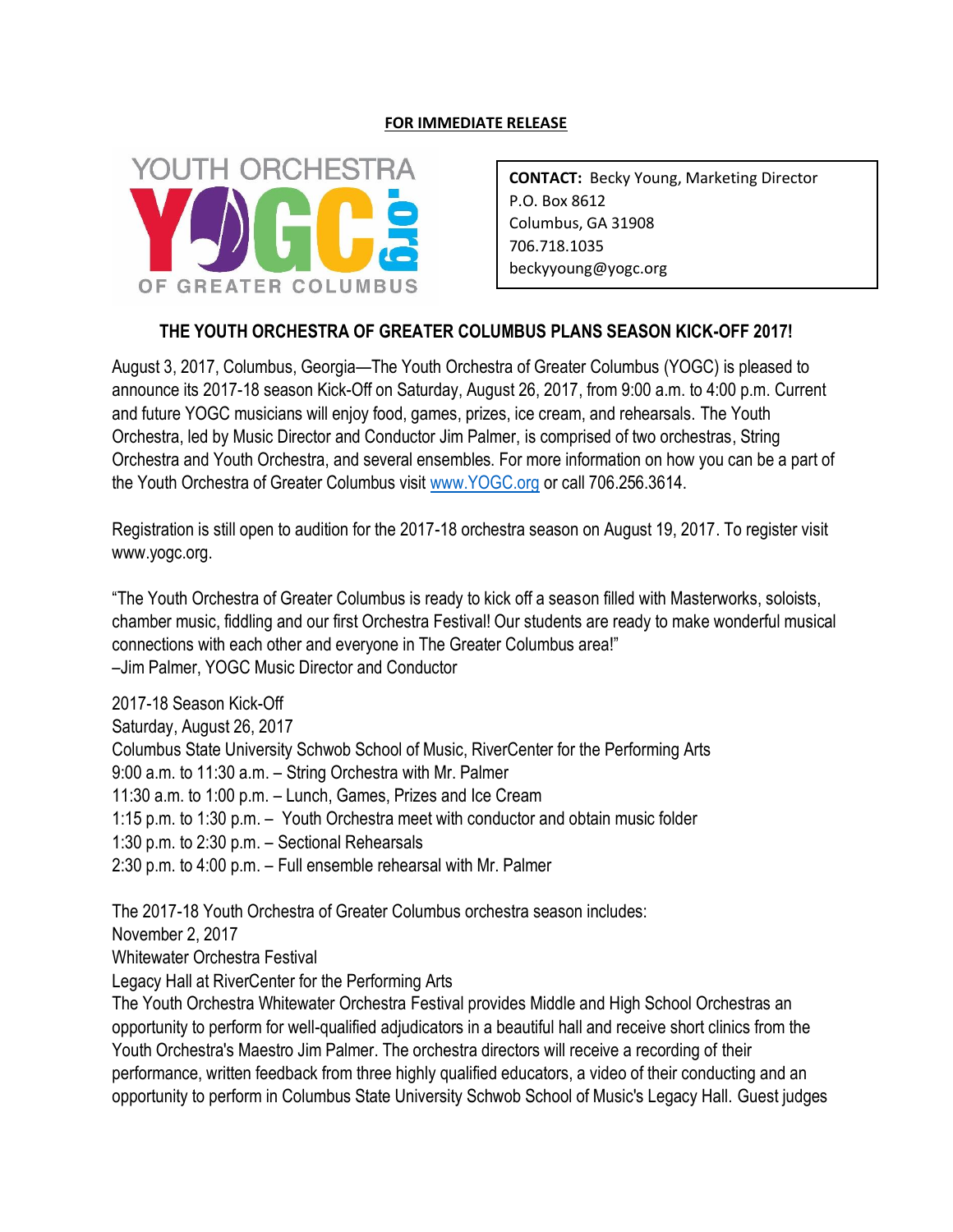**FOR IMMEDIATE RELEASE**

YOUTH ORCHESTRA YOGC.org OF GREATER COLUMBUS

**CONTACT:** Becky Young, Marketing Director
P.O. Box 8612
Columbus, GA 31908
706.718.1035
beckyyoung@yogc.org

## THE YOUTH ORCHESTRA OF GREATER COLUMBUS PLANS SEASON KICK-OFF 2017!

August 3, 2017, Columbus, Georgia—The Youth Orchestra of Greater Columbus (YOGC) is pleased to announce its 2017-18 season Kick-Off on Saturday, August 26, 2017, from 9:00 a.m. to 4:00 p.m. Current and future YOGC musicians will enjoy food, games, prizes, ice cream, and rehearsals. The Youth Orchestra, led by Music Director and Conductor Jim Palmer, is comprised of two orchestras, String Orchestra and Youth Orchestra, and several ensembles. For more information on how you can be a part of the Youth Orchestra of Greater Columbus visit [www.YOGC.org](http://www.YOGC.org) or call 706.256.3614.

Registration is still open to audition for the 2017-18 orchestra season on August 19, 2017. To register visit www.yogc.org.

"The Youth Orchestra of Greater Columbus is ready to kick off a season filled with Masterworks, soloists, chamber music, fiddling and our first Orchestra Festival! Our students are ready to make wonderful musical connections with each other and everyone in The Greater Columbus area!"
–Jim Palmer, YOGC Music Director and Conductor

2017-18 Season Kick-Off
Saturday, August 26, 2017
Columbus State University Schwob School of Music, RiverCenter for the Performing Arts
9:00 a.m. to 11:30 a.m. – String Orchestra with Mr. Palmer
11:30 a.m. to 1:00 p.m. – Lunch, Games, Prizes and Ice Cream
1:15 p.m. to 1:30 p.m. – Youth Orchestra meet with conductor and obtain music folder
1:30 p.m. to 2:30 p.m. – Sectional Rehearsals
2:30 p.m. to 4:00 p.m. – Full ensemble rehearsal with Mr. Palmer

The 2017-18 Youth Orchestra of Greater Columbus orchestra season includes:
November 2, 2017
Whitewater Orchestra Festival
Legacy Hall at RiverCenter for the Performing Arts
The Youth Orchestra Whitewater Orchestra Festival provides Middle and High School Orchestras an opportunity to perform for well-qualified adjudicators in a beautiful hall and receive short clinics from the Youth Orchestra's Maestro Jim Palmer. The orchestra directors will receive a recording of their performance, written feedback from three highly qualified educators, a video of their conducting and an opportunity to perform in Columbus State University Schwob School of Music's Legacy Hall. Guest judges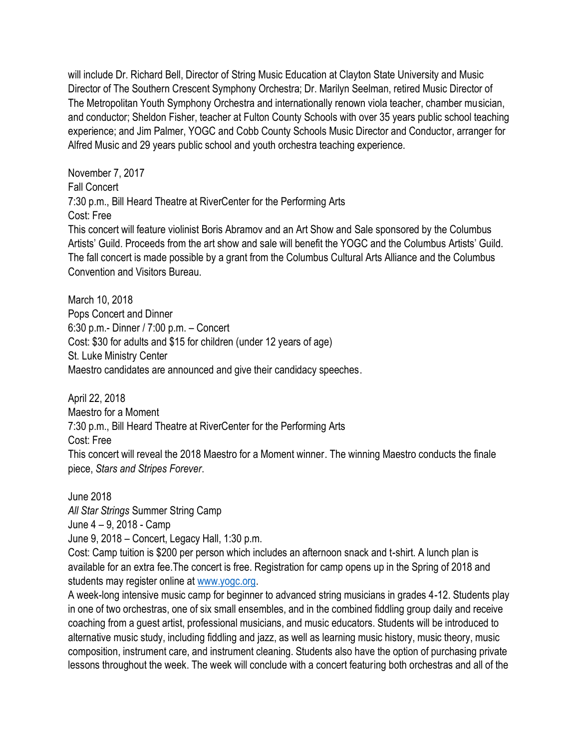will include Dr. Richard Bell, Director of String Music Education at Clayton State University and Music Director of The Southern Crescent Symphony Orchestra; Dr. Marilyn Seelman, retired Music Director of The Metropolitan Youth Symphony Orchestra and internationally renown viola teacher, chamber musician, and conductor; Sheldon Fisher, teacher at Fulton County Schools with over 35 years public school teaching experience; and Jim Palmer, YOGC and Cobb County Schools Music Director and Conductor, arranger for Alfred Music and 29 years public school and youth orchestra teaching experience.

November 7, 2017
Fall Concert
7:30 p.m., Bill Heard Theatre at RiverCenter for the Performing Arts
Cost: Free
This concert will feature violinist Boris Abramov and an Art Show and Sale sponsored by the Columbus Artists' Guild. Proceeds from the art show and sale will benefit the YOGC and the Columbus Artists' Guild. The fall concert is made possible by a grant from the Columbus Cultural Arts Alliance and the Columbus Convention and Visitors Bureau.

March 10, 2018
Pops Concert and Dinner
6:30 p.m.- Dinner / 7:00 p.m. – Concert
Cost: $30 for adults and $15 for children (under 12 years of age)
St. Luke Ministry Center
Maestro candidates are announced and give their candidacy speeches.

April 22, 2018
Maestro for a Moment
7:30 p.m., Bill Heard Theatre at RiverCenter for the Performing Arts
Cost: Free
This concert will reveal the 2018 Maestro for a Moment winner. The winning Maestro conducts the finale piece, *Stars and Stripes Forever*.

June 2018
*All Star Strings* Summer String Camp
June 4 – 9, 2018 - Camp
June 9, 2018 – Concert, Legacy Hall, 1:30 p.m.
Cost: Camp tuition is $200 per person which includes an afternoon snack and t-shirt. A lunch plan is available for an extra fee.The concert is free. Registration for camp opens up in the Spring of 2018 and students may register online at [www.yogc.org](http://www.yogc.org).
A week-long intensive music camp for beginner to advanced string musicians in grades 4-12. Students play in one of two orchestras, one of six small ensembles, and in the combined fiddling group daily and receive coaching from a guest artist, professional musicians, and music educators. Students will be introduced to alternative music study, including fiddling and jazz, as well as learning music history, music theory, music composition, instrument care, and instrument cleaning. Students also have the option of purchasing private lessons throughout the week. The week will conclude with a concert featuring both orchestras and all of the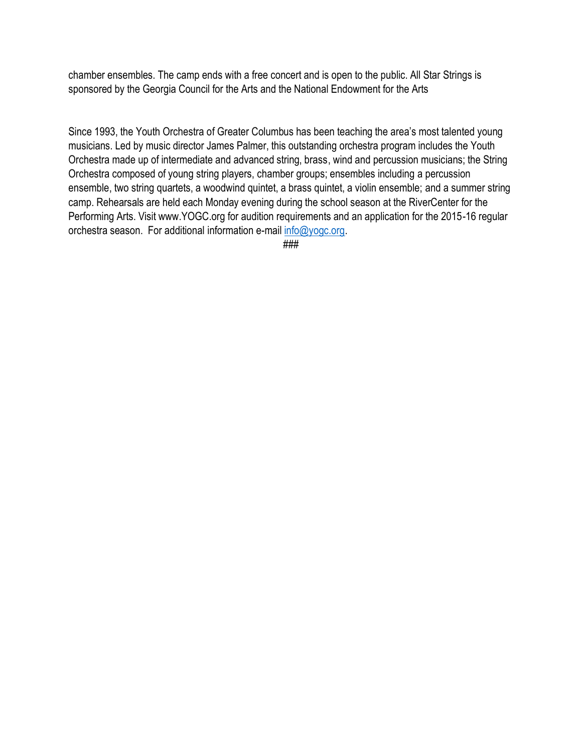chamber ensembles. The camp ends with a free concert and is open to the public. All Star Strings is sponsored by the Georgia Council for the Arts and the National Endowment for the Arts

Since 1993, the Youth Orchestra of Greater Columbus has been teaching the area's most talented young musicians. Led by music director James Palmer, this outstanding orchestra program includes the Youth Orchestra made up of intermediate and advanced string, brass, wind and percussion musicians; the String Orchestra composed of young string players, chamber groups; ensembles including a percussion ensemble, two string quartets, a woodwind quintet, a brass quintet, a violin ensemble; and a summer string camp. Rehearsals are held each Monday evening during the school season at the RiverCenter for the Performing Arts. Visit www.YOGC.org for audition requirements and an application for the 2015-16 regular orchestra season. For additional information e-mail info@yogc.org.

###